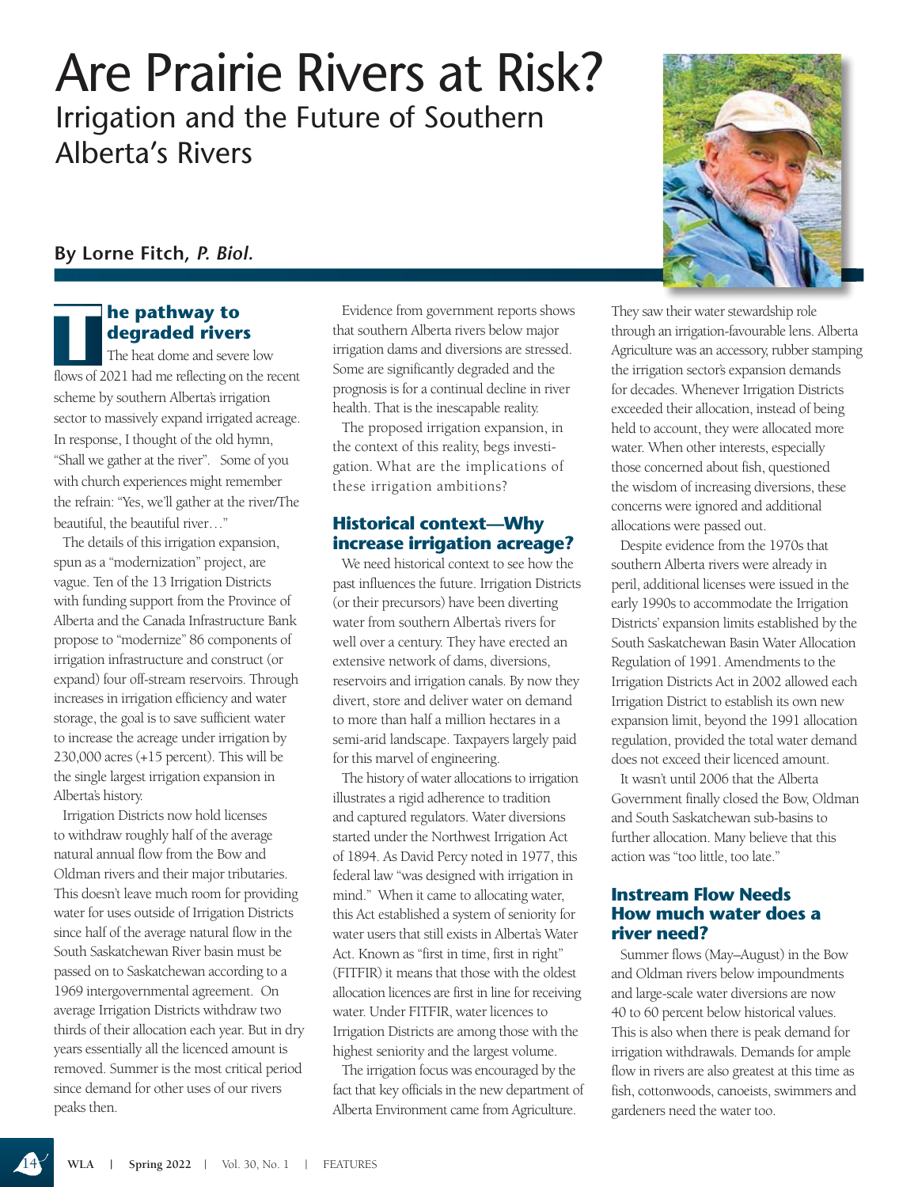# Are Prairie Rivers at Risk?

## Irrigation and the Future of Southern Alberta's Rivers

**By Lorne Fitch, *P. Biol.***

### The pathway to degraded rivers

The heat dome and severe low flows of 2021 had me reflecting on the recent scheme by southern Alberta's irrigation sector to massively expand irrigated acreage. In response, I thought of the old hymn, "Shall we gather at the river". Some of you with church experiences might remember the refrain: "Yes, we'll gather at the river/The beautiful, the beautiful river…"

The details of this irrigation expansion, spun as a "modernization" project, are vague. Ten of the 13 Irrigation Districts with funding support from the Province of Alberta and the Canada Infrastructure Bank propose to "modernize" 86 components of irrigation infrastructure and construct (or expand) four off-stream reservoirs. Through increases in irrigation efficiency and water storage, the goal is to save sufficient water to increase the acreage under irrigation by 230,000 acres (+15 percent). This will be the single largest irrigation expansion in Alberta's history.

Irrigation Districts now hold licenses to withdraw roughly half of the average natural annual flow from the Bow and Oldman rivers and their major tributaries. This doesn't leave much room for providing water for uses outside of Irrigation Districts since half of the average natural flow in the South Saskatchewan River basin must be passed on to Saskatchewan according to a 1969 intergovernmental agreement. On average Irrigation Districts withdraw two thirds of their allocation each year. But in dry years essentially all the licenced amount is removed. Summer is the most critical period since demand for other uses of our rivers peaks then.

Evidence from government reports shows that southern Alberta rivers below major irrigation dams and diversions are stressed. Some are significantly degraded and the prognosis is for a continual decline in river health. That is the inescapable reality.

The proposed irrigation expansion, in the context of this reality, begs investigation. What are the implications of these irrigation ambitions?

### Historical context—Why increase irrigation acreage?

We need historical context to see how the past influences the future. Irrigation Districts (or their precursors) have been diverting water from southern Alberta's rivers for well over a century. They have erected an extensive network of dams, diversions, reservoirs and irrigation canals. By now they divert, store and deliver water on demand to more than half a million hectares in a semi-arid landscape. Taxpayers largely paid for this marvel of engineering.

The history of water allocations to irrigation illustrates a rigid adherence to tradition and captured regulators. Water diversions started under the Northwest Irrigation Act of 1894. As David Percy noted in 1977, this federal law "was designed with irrigation in mind." When it came to allocating water, this Act established a system of seniority for water users that still exists in Alberta's Water Act. Known as "first in time, first in right" (FITFIR) it means that those with the oldest allocation licences are first in line for receiving water. Under FITFIR, water licences to Irrigation Districts are among those with the highest seniority and the largest volume.

The irrigation focus was encouraged by the fact that key officials in the new department of Alberta Environment came from Agriculture. They saw their water stewardship role through an irrigation-favourable lens. Alberta Agriculture was an accessory, rubber stamping the irrigation sector's expansion demands for decades. Whenever Irrigation Districts exceeded their allocation, instead of being held to account, they were allocated more water. When other interests, especially those concerned about fish, questioned the wisdom of increasing diversions, these concerns were ignored and additional allocations were passed out.

Despite evidence from the 1970s that southern Alberta rivers were already in peril, additional licenses were issued in the early 1990s to accommodate the Irrigation Districts' expansion limits established by the South Saskatchewan Basin Water Allocation Regulation of 1991. Amendments to the Irrigation Districts Act in 2002 allowed each Irrigation District to establish its own new expansion limit, beyond the 1991 allocation regulation, provided the total water demand does not exceed their licenced amount.

It wasn't until 2006 that the Alberta Government finally closed the Bow, Oldman and South Saskatchewan sub-basins to further allocation. Many believe that this action was "too little, too late."

### Instream Flow Needs How much water does a river need?

Summer flows (May–August) in the Bow and Oldman rivers below impoundments and large-scale water diversions are now 40 to 60 percent below historical values. This is also when there is peak demand for irrigation withdrawals. Demands for ample flow in rivers are also greatest at this time as fish, cottonwoods, canoeists, swimmers and gardeners need the water too.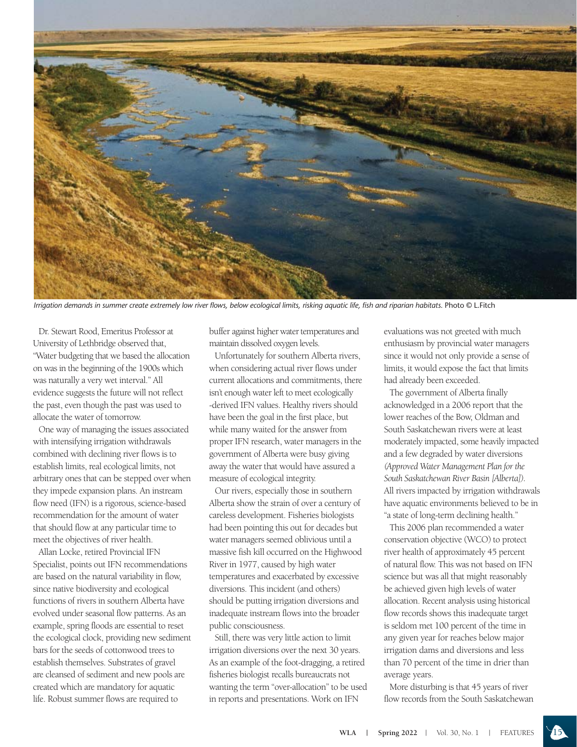*Irrigation demands in summer create extremely low river flows, below ecological limits, risking aquatic life, fish and riparian habitats.* Photo © L.Fitch

Dr. Stewart Rood, Emeritus Professor at University of Lethbridge observed that, "Water budgeting that we based the allocation on was in the beginning of the 1900s which was naturally a very wet interval." All evidence suggests the future will not reflect the past, even though the past was used to allocate the water of tomorrow.

One way of managing the issues associated with intensifying irrigation withdrawals combined with declining river flows is to establish limits, real ecological limits, not arbitrary ones that can be stepped over when they impede expansion plans. An instream flow need (IFN) is a rigorous, science-based recommendation for the amount of water that should flow at any particular time to meet the objectives of river health.

Allan Locke, retired Provincial IFN Specialist, points out IFN recommendations are based on the natural variability in flow, since native biodiversity and ecological functions of rivers in southern Alberta have evolved under seasonal flow patterns. As an example, spring floods are essential to reset the ecological clock, providing new sediment bars for the seeds of cottonwood trees to establish themselves. Substrates of gravel are cleansed of sediment and new pools are created which are mandatory for aquatic life. Robust summer flows are required to buffer against higher water temperatures and maintain dissolved oxygen levels.

Unfortunately for southern Alberta rivers, when considering actual river flows under current allocations and commitments, there isn't enough water left to meet ecologically -derived IFN values. Healthy rivers should have been the goal in the first place, but while many waited for the answer from proper IFN research, water managers in the government of Alberta were busy giving away the water that would have assured a measure of ecological integrity.

Our rivers, especially those in southern Alberta show the strain of over a century of careless development. Fisheries biologists had been pointing this out for decades but water managers seemed oblivious until a massive fish kill occurred on the Highwood River in 1977, caused by high water temperatures and exacerbated by excessive diversions. This incident (and others) should be putting irrigation diversions and inadequate instream flows into the broader public consciousness.

Still, there was very little action to limit irrigation diversions over the next 30 years. As an example of the foot-dragging, a retired fisheries biologist recalls bureaucrats not wanting the term "over-allocation" to be used in reports and presentations. Work on IFN evaluations was not greeted with much enthusiasm by provincial water managers since it would not only provide a sense of limits, it would expose the fact that limits had already been exceeded.

The government of Alberta finally acknowledged in a 2006 report that the lower reaches of the Bow, Oldman and South Saskatchewan rivers were at least moderately impacted, some heavily impacted and a few degraded by water diversions *(Approved Water Management Plan for the South Saskatchewan River Basin [Alberta])*. All rivers impacted by irrigation withdrawals have aquatic environments believed to be in "a state of long-term declining health."

This 2006 plan recommended a water conservation objective (WCO) to protect river health of approximately 45 percent of natural flow. This was not based on IFN science but was all that might reasonably be achieved given high levels of water allocation. Recent analysis using historical flow records shows this inadequate target is seldom met 100 percent of the time in any given year for reaches below major irrigation dams and diversions and less than 70 percent of the time in drier than average years.

More disturbing is that 45 years of river flow records from the South Saskatchewan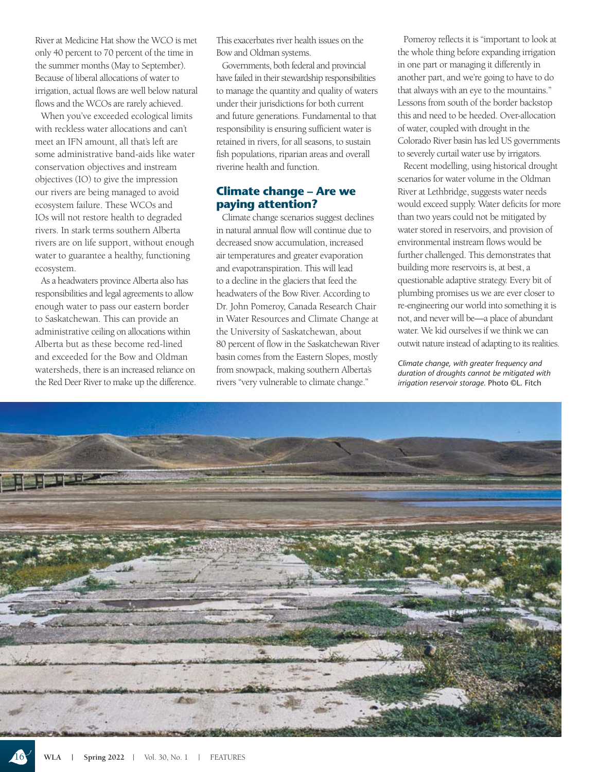River at Medicine Hat show the WCO is met only 40 percent to 70 percent of the time in the summer months (May to September). Because of liberal allocations of water to irrigation, actual flows are well below natural flows and the WCOs are rarely achieved.

When you've exceeded ecological limits with reckless water allocations and can't meet an IFN amount, all that's left are some administrative band-aids like water conservation objectives and instream objectives (IO) to give the impression our rivers are being managed to avoid ecosystem failure. These WCOs and IOs will not restore health to degraded rivers. In stark terms southern Alberta rivers are on life support, without enough water to guarantee a healthy, functioning ecosystem.

As a headwaters province Alberta also has responsibilities and legal agreements to allow enough water to pass our eastern border to Saskatchewan. This can provide an administrative ceiling on allocations within Alberta but as these become red-lined and exceeded for the Bow and Oldman watersheds, there is an increased reliance on the Red Deer River to make up the difference. This exacerbates river health issues on the Bow and Oldman systems.

Governments, both federal and provincial have failed in their stewardship responsibilities to manage the quantity and quality of waters under their jurisdictions for both current and future generations. Fundamental to that responsibility is ensuring sufficient water is retained in rivers, for all seasons, to sustain fish populations, riparian areas and overall riverine health and function.

## Climate change – Are we paying attention?

Climate change scenarios suggest declines in natural annual flow will continue due to decreased snow accumulation, increased air temperatures and greater evaporation and evapotranspiration. This will lead to a decline in the glaciers that feed the headwaters of the Bow River. According to Dr. John Pomeroy, Canada Research Chair in Water Resources and Climate Change at the University of Saskatchewan, about 80 percent of flow in the Saskatchewan River basin comes from the Eastern Slopes, mostly from snowpack, making southern Alberta's rivers "very vulnerable to climate change."

Pomeroy reflects it is "important to look at the whole thing before expanding irrigation in one part or managing it differently in another part, and we're going to have to do that always with an eye to the mountains." Lessons from south of the border backstop this and need to be heeded. Over-allocation of water, coupled with drought in the Colorado River basin has led US governments to severely curtail water use by irrigators.

Recent modelling, using historical drought scenarios for water volume in the Oldman River at Lethbridge, suggests water needs would exceed supply. Water deficits for more than two years could not be mitigated by water stored in reservoirs, and provision of environmental instream flows would be further challenged. This demonstrates that building more reservoirs is, at best, a questionable adaptive strategy. Every bit of plumbing promises us we are ever closer to re-engineering our world into something it is not, and never will be—a place of abundant water. We kid ourselves if we think we can outwit nature instead of adapting to its realities.

*Climate change, with greater frequency and duration of droughts cannot be mitigated with irrigation reservoir storage.* Photo ©L. Fitch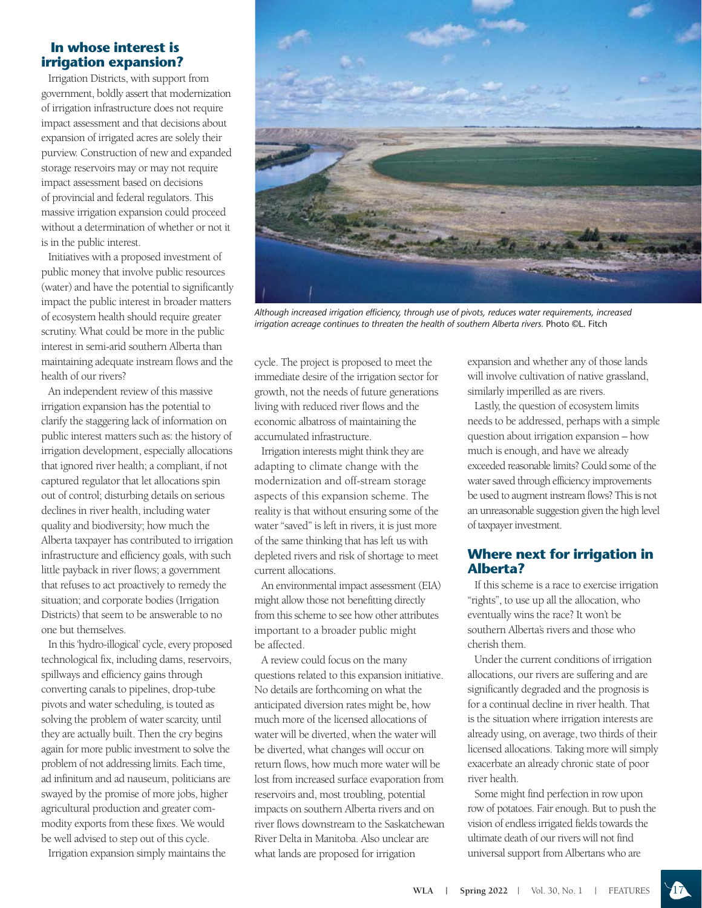## In whose interest is irrigation expansion?

Irrigation Districts, with support from government, boldly assert that modernization of irrigation infrastructure does not require impact assessment and that decisions about expansion of irrigated acres are solely their purview. Construction of new and expanded storage reservoirs may or may not require impact assessment based on decisions of provincial and federal regulators. This massive irrigation expansion could proceed without a determination of whether or not it is in the public interest.

Initiatives with a proposed investment of public money that involve public resources (water) and have the potential to significantly impact the public interest in broader matters of ecosystem health should require greater scrutiny. What could be more in the public interest in semi-arid southern Alberta than maintaining adequate instream flows and the health of our rivers?

An independent review of this massive irrigation expansion has the potential to clarify the staggering lack of information on public interest matters such as: the history of irrigation development, especially allocations that ignored river health; a compliant, if not captured regulator that let allocations spin out of control; disturbing details on serious declines in river health, including water quality and biodiversity; how much the Alberta taxpayer has contributed to irrigation infrastructure and efficiency goals, with such little payback in river flows; a government that refuses to act proactively to remedy the situation; and corporate bodies (Irrigation Districts) that seem to be answerable to no one but themselves.

In this 'hydro-illogical' cycle, every proposed technological fix, including dams, reservoirs, spillways and efficiency gains through converting canals to pipelines, drop-tube pivots and water scheduling, is touted as solving the problem of water scarcity, until they are actually built. Then the cry begins again for more public investment to solve the problem of not addressing limits. Each time, ad infinitum and ad nauseum, politicians are swayed by the promise of more jobs, higher agricultural production and greater commodity exports from these fixes. We would be well advised to step out of this cycle.

Irrigation expansion simply maintains the cycle. The project is proposed to meet the immediate desire of the irrigation sector for growth, not the needs of future generations living with reduced river flows and the economic albatross of maintaining the accumulated infrastructure.

*Although increased irrigation efficiency, through use of pivots, reduces water requirements, increased irrigation acreage continues to threaten the health of southern Alberta rivers.* Photo ©L. Fitch

Irrigation interests might think they are adapting to climate change with the modernization and off-stream storage aspects of this expansion scheme. The reality is that without ensuring some of the water "saved" is left in rivers, it is just more of the same thinking that has left us with depleted rivers and risk of shortage to meet current allocations.

An environmental impact assessment (EIA) might allow those not benefitting directly from this scheme to see how other attributes important to a broader public might be affected.

A review could focus on the many questions related to this expansion initiative. No details are forthcoming on what the anticipated diversion rates might be, how much more of the licensed allocations of water will be diverted, when the water will be diverted, what changes will occur on return flows, how much more water will be lost from increased surface evaporation from reservoirs and, most troubling, potential impacts on southern Alberta rivers and on river flows downstream to the Saskatchewan River Delta in Manitoba. Also unclear are what lands are proposed for irrigation expansion and whether any of those lands will involve cultivation of native grassland, similarly imperilled as are rivers.

Lastly, the question of ecosystem limits needs to be addressed, perhaps with a simple question about irrigation expansion – how much is enough, and have we already exceeded reasonable limits? Could some of the water saved through efficiency improvements be used to augment instream flows? This is not an unreasonable suggestion given the high level of taxpayer investment.

## Where next for irrigation in Alberta?

If this scheme is a race to exercise irrigation "rights", to use up all the allocation, who eventually wins the race? It won't be southern Alberta's rivers and those who cherish them.

Under the current conditions of irrigation allocations, our rivers are suffering and are significantly degraded and the prognosis is for a continual decline in river health. That is the situation where irrigation interests are already using, on average, two thirds of their licensed allocations. Taking more will simply exacerbate an already chronic state of poor river health.

Some might find perfection in row upon row of potatoes. Fair enough. But to push the vision of endless irrigated fields towards the ultimate death of our rivers will not find universal support from Albertans who are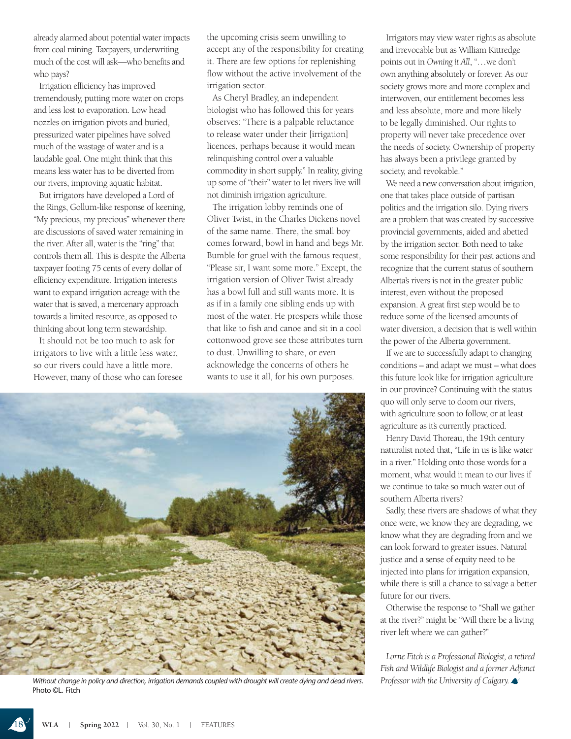already alarmed about potential water impacts from coal mining. Taxpayers, underwriting much of the cost will ask—who benefits and who pays?

Irrigation efficiency has improved tremendously, putting more water on crops and less lost to evaporation. Low head nozzles on irrigation pivots and buried, pressurized water pipelines have solved much of the wastage of water and is a laudable goal. One might think that this means less water has to be diverted from our rivers, improving aquatic habitat.

But irrigators have developed a Lord of the Rings, Gollum-like response of keening, "My precious, my precious" whenever there are discussions of saved water remaining in the river. After all, water is the "ring" that controls them all. This is despite the Alberta taxpayer footing 75 cents of every dollar of efficiency expenditure. Irrigation interests want to expand irrigation acreage with the water that is saved, a mercenary approach towards a limited resource, as opposed to thinking about long term stewardship.

It should not be too much to ask for irrigators to live with a little less water, so our rivers could have a little more. However, many of those who can foresee the upcoming crisis seem unwilling to accept any of the responsibility for creating it. There are few options for replenishing flow without the active involvement of the irrigation sector.

As Cheryl Bradley, an independent biologist who has followed this for years observes: "There is a palpable reluctance to release water under their [irrigation] licences, perhaps because it would mean relinquishing control over a valuable commodity in short supply." In reality, giving up some of "their" water to let rivers live will not diminish irrigation agriculture.

The irrigation lobby reminds one of Oliver Twist, in the Charles Dickens novel of the same name. There, the small boy comes forward, bowl in hand and begs Mr. Bumble for gruel with the famous request, "Please sir, I want some more." Except, the irrigation version of Oliver Twist already has a bowl full and still wants more. It is as if in a family one sibling ends up with most of the water. He prospers while those that like to fish and canoe and sit in a cool cottonwood grove see those attributes turn to dust. Unwilling to share, or even acknowledge the concerns of others he wants to use it all, for his own purposes.

*Without change in policy and direction, irrigation demands coupled with drought will create dying and dead rivers.* Photo ©L. Fitch

Irrigators may view water rights as absolute and irrevocable but as William Kittredge points out in *Owning it All*, "…we don't own anything absolutely or forever. As our society grows more and more complex and interwoven, our entitlement becomes less and less absolute, more and more likely to be legally diminished. Our rights to property will never take precedence over the needs of society. Ownership of property has always been a privilege granted by society, and revokable."

We need a new conversation about irrigation, one that takes place outside of partisan politics and the irrigation silo. Dying rivers are a problem that was created by successive provincial governments, aided and abetted by the irrigation sector. Both need to take some responsibility for their past actions and recognize that the current status of southern Alberta's rivers is not in the greater public interest, even without the proposed expansion. A great first step would be to reduce some of the licensed amounts of water diversion, a decision that is well within the power of the Alberta government.

If we are to successfully adapt to changing conditions – and adapt we must – what does this future look like for irrigation agriculture in our province? Continuing with the status quo will only serve to doom our rivers, with agriculture soon to follow, or at least agriculture as it's currently practiced.

Henry David Thoreau, the 19th century naturalist noted that, "Life in us is like water in a river." Holding onto those words for a moment, what would it mean to our lives if we continue to take so much water out of southern Alberta rivers?

Sadly, these rivers are shadows of what they once were, we know they are degrading, we know what they are degrading from and we can look forward to greater issues. Natural justice and a sense of equity need to be injected into plans for irrigation expansion, while there is still a chance to salvage a better future for our rivers.

Otherwise the response to "Shall we gather at the river?" might be "Will there be a living river left where we can gather?"

*Lorne Fitch is a Professional Biologist, a retired Fish and Wildlife Biologist and a former Adjunct Professor with the University of Calgary.*